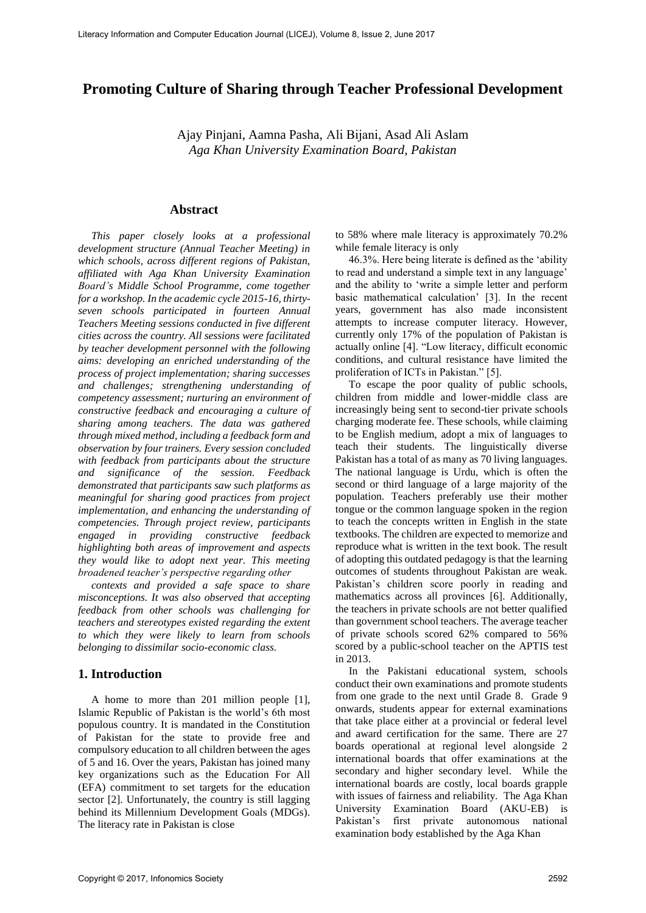# Promoting Culture of Sharing through Teacher Professional Development

Ajay Pinjani, Aamna Pasha, Ali Bijani, Asad Ali Aslam
*Aga Khan University Examination Board, Pakistan*

## Abstract

*This paper closely looks at a professional development structure (Annual Teacher Meeting) in which schools, across different regions of Pakistan, affiliated with Aga Khan University Examination Board's Middle School Programme, come together for a workshop. In the academic cycle 2015-16, thirty-seven schools participated in fourteen Annual Teachers Meeting sessions conducted in five different cities across the country. All sessions were facilitated by teacher development personnel with the following aims: developing an enriched understanding of the process of project implementation; sharing successes and challenges; strengthening understanding of competency assessment; nurturing an environment of constructive feedback and encouraging a culture of sharing among teachers. The data was gathered through mixed method, including a feedback form and observation by four trainers. Every session concluded with feedback from participants about the structure and significance of the session. Feedback demonstrated that participants saw such platforms as meaningful for sharing good practices from project implementation, and enhancing the understanding of competencies. Through project review, participants engaged in providing constructive feedback highlighting both areas of improvement and aspects they would like to adopt next year. This meeting broadened teacher's perspective regarding other contexts and provided a safe space to share misconceptions. It was also observed that accepting feedback from other schools was challenging for teachers and stereotypes existed regarding the extent to which they were likely to learn from schools belonging to dissimilar socio-economic class.*

## 1. Introduction

A home to more than 201 million people [1], Islamic Republic of Pakistan is the world's 6th most populous country. It is mandated in the Constitution of Pakistan for the state to provide free and compulsory education to all children between the ages of 5 and 16. Over the years, Pakistan has joined many key organizations such as the Education For All (EFA) commitment to set targets for the education sector [2]. Unfortunately, the country is still lagging behind its Millennium Development Goals (MDGs). The literacy rate in Pakistan is close to 58% where male literacy is approximately 70.2% while female literacy is only 46.3%. Here being literate is defined as the 'ability to read and understand a simple text in any language' and the ability to 'write a simple letter and perform basic mathematical calculation' [3]. In the recent years, government has also made inconsistent attempts to increase computer literacy. However, currently only 17% of the population of Pakistan is actually online [4]. "Low literacy, difficult economic conditions, and cultural resistance have limited the proliferation of ICTs in Pakistan." [5].

To escape the poor quality of public schools, children from middle and lower-middle class are increasingly being sent to second-tier private schools charging moderate fee. These schools, while claiming to be English medium, adopt a mix of languages to teach their students. The linguistically diverse Pakistan has a total of as many as 70 living languages. The national language is Urdu, which is often the second or third language of a large majority of the population. Teachers preferably use their mother tongue or the common language spoken in the region to teach the concepts written in English in the state textbooks. The children are expected to memorize and reproduce what is written in the text book. The result of adopting this outdated pedagogy is that the learning outcomes of students throughout Pakistan are weak. Pakistan's children score poorly in reading and mathematics across all provinces [6]. Additionally, the teachers in private schools are not better qualified than government school teachers. The average teacher of private schools scored 62% compared to 56% scored by a public-school teacher on the APTIS test in 2013.

In the Pakistani educational system, schools conduct their own examinations and promote students from one grade to the next until Grade 8. Grade 9 onwards, students appear for external examinations that take place either at a provincial or federal level and award certification for the same. There are 27 boards operational at regional level alongside 2 international boards that offer examinations at the secondary and higher secondary level. While the international boards are costly, local boards grapple with issues of fairness and reliability. The Aga Khan University Examination Board (AKU-EB) is Pakistan's first private autonomous national examination body established by the Aga Khan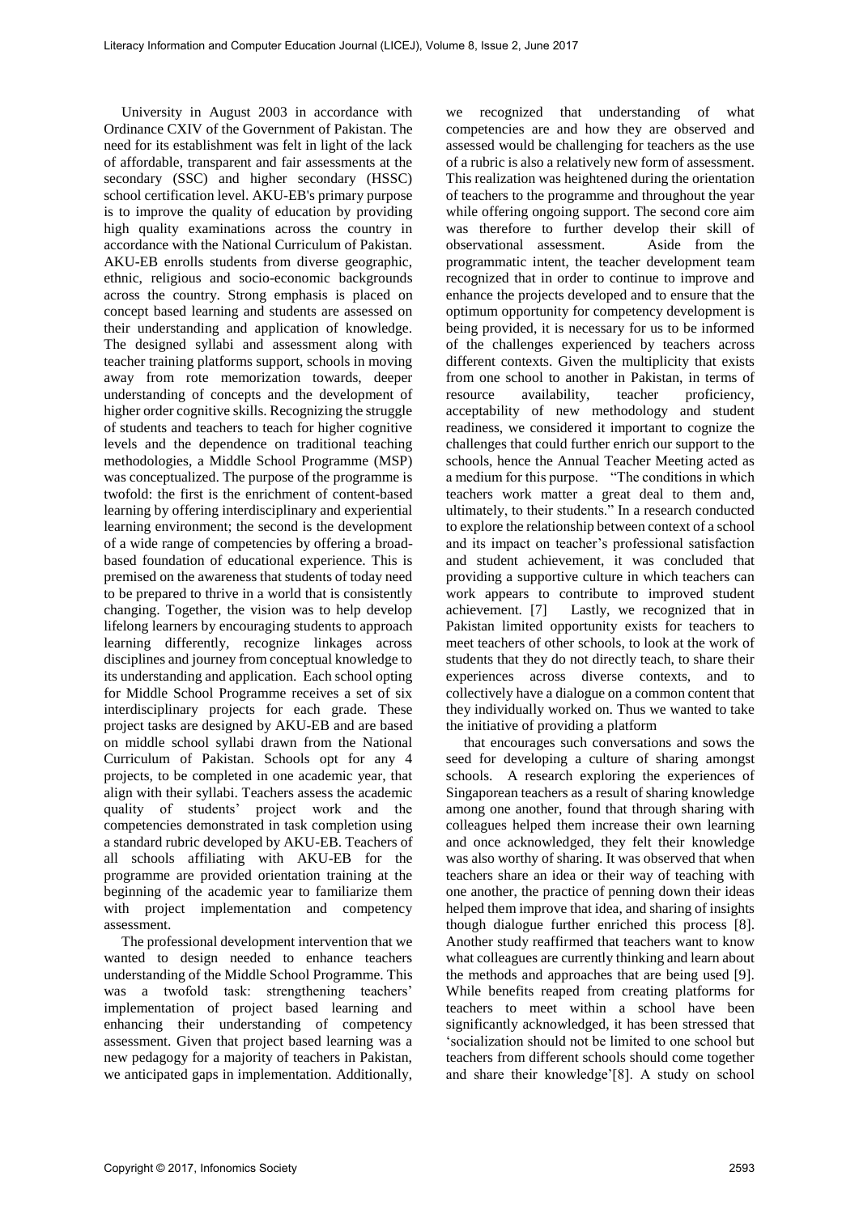University in August 2003 in accordance with Ordinance CXIV of the Government of Pakistan. The need for its establishment was felt in light of the lack of affordable, transparent and fair assessments at the secondary (SSC) and higher secondary (HSSC) school certification level. AKU-EB's primary purpose is to improve the quality of education by providing high quality examinations across the country in accordance with the National Curriculum of Pakistan. AKU-EB enrolls students from diverse geographic, ethnic, religious and socio-economic backgrounds across the country. Strong emphasis is placed on concept based learning and students are assessed on their understanding and application of knowledge. The designed syllabi and assessment along with teacher training platforms support, schools in moving away from rote memorization towards, deeper understanding of concepts and the development of higher order cognitive skills. Recognizing the struggle of students and teachers to teach for higher cognitive levels and the dependence on traditional teaching methodologies, a Middle School Programme (MSP) was conceptualized. The purpose of the programme is twofold: the first is the enrichment of content-based learning by offering interdisciplinary and experiential learning environment; the second is the development of a wide range of competencies by offering a broad-based foundation of educational experience. This is premised on the awareness that students of today need to be prepared to thrive in a world that is consistently changing. Together, the vision was to help develop lifelong learners by encouraging students to approach learning differently, recognize linkages across disciplines and journey from conceptual knowledge to its understanding and application. Each school opting for Middle School Programme receives a set of six interdisciplinary projects for each grade. These project tasks are designed by AKU-EB and are based on middle school syllabi drawn from the National Curriculum of Pakistan. Schools opt for any 4 projects, to be completed in one academic year, that align with their syllabi. Teachers assess the academic quality of students' project work and the competencies demonstrated in task completion using a standard rubric developed by AKU-EB. Teachers of all schools affiliating with AKU-EB for the programme are provided orientation training at the beginning of the academic year to familiarize them with project implementation and competency assessment.

The professional development intervention that we wanted to design needed to enhance teachers understanding of the Middle School Programme. This was a twofold task: strengthening teachers' implementation of project based learning and enhancing their understanding of competency assessment. Given that project based learning was a new pedagogy for a majority of teachers in Pakistan, we anticipated gaps in implementation. Additionally, we recognized that understanding of what competencies are and how they are observed and assessed would be challenging for teachers as the use of a rubric is also a relatively new form of assessment. This realization was heightened during the orientation of teachers to the programme and throughout the year while offering ongoing support. The second core aim was therefore to further develop their skill of observational assessment. Aside from the programmatic intent, the teacher development team recognized that in order to continue to improve and enhance the projects developed and to ensure that the optimum opportunity for competency development is being provided, it is necessary for us to be informed of the challenges experienced by teachers across different contexts. Given the multiplicity that exists from one school to another in Pakistan, in terms of resource availability, teacher proficiency, acceptability of new methodology and student readiness, we considered it important to cognize the challenges that could further enrich our support to the schools, hence the Annual Teacher Meeting acted as a medium for this purpose. "The conditions in which teachers work matter a great deal to them and, ultimately, to their students." In a research conducted to explore the relationship between context of a school and its impact on teacher's professional satisfaction and student achievement, it was concluded that providing a supportive culture in which teachers can work appears to contribute to improved student achievement. [7] Lastly, we recognized that in Pakistan limited opportunity exists for teachers to meet teachers of other schools, to look at the work of students that they do not directly teach, to share their experiences across diverse contexts, and to collectively have a dialogue on a common content that they individually worked on. Thus we wanted to take the initiative of providing a platform that encourages such conversations and sows the seed for developing a culture of sharing amongst schools. A research exploring the experiences of Singaporean teachers as a result of sharing knowledge among one another, found that through sharing with colleagues helped them increase their own learning and once acknowledged, they felt their knowledge was also worthy of sharing. It was observed that when teachers share an idea or their way of teaching with one another, the practice of penning down their ideas helped them improve that idea, and sharing of insights though dialogue further enriched this process [8]. Another study reaffirmed that teachers want to know what colleagues are currently thinking and learn about the methods and approaches that are being used [9]. While benefits reaped from creating platforms for teachers to meet within a school have been significantly acknowledged, it has been stressed that 'socialization should not be limited to one school but teachers from different schools should come together and share their knowledge'[8]. A study on school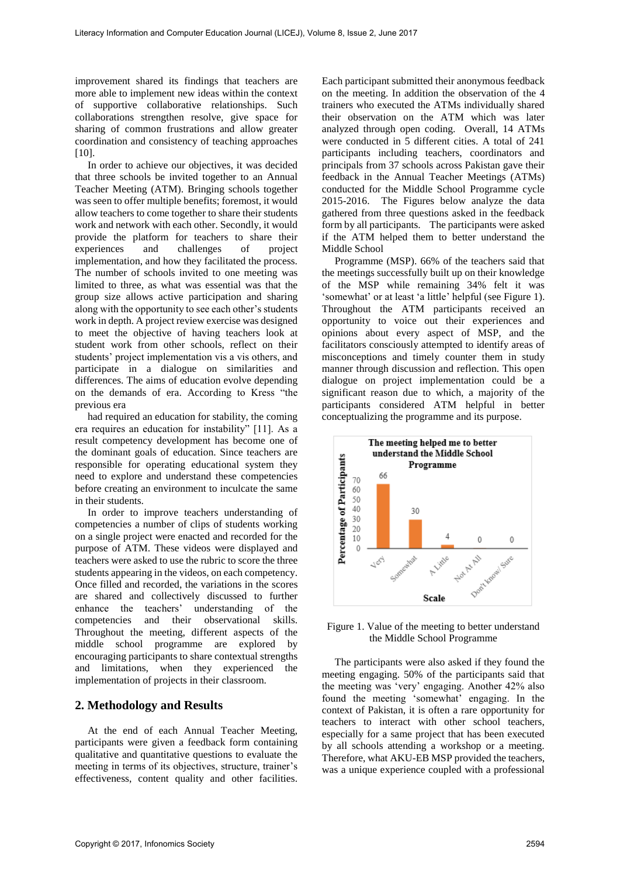improvement shared its findings that teachers are more able to implement new ideas within the context of supportive collaborative relationships. Such collaborations strengthen resolve, give space for sharing of common frustrations and allow greater coordination and consistency of teaching approaches [10].

In order to achieve our objectives, it was decided that three schools be invited together to an Annual Teacher Meeting (ATM). Bringing schools together was seen to offer multiple benefits; foremost, it would allow teachers to come together to share their students work and network with each other. Secondly, it would provide the platform for teachers to share their experiences and challenges of project implementation, and how they facilitated the process. The number of schools invited to one meeting was limited to three, as what was essential was that the group size allows active participation and sharing along with the opportunity to see each other's students work in depth. A project review exercise was designed to meet the objective of having teachers look at student work from other schools, reflect on their students' project implementation vis a vis others, and participate in a dialogue on similarities and differences. The aims of education evolve depending on the demands of era. According to Kress "the previous era

had required an education for stability, the coming era requires an education for instability" [11]. As a result competency development has become one of the dominant goals of education. Since teachers are responsible for operating educational system they need to explore and understand these competencies before creating an environment to inculcate the same in their students.

In order to improve teachers understanding of competencies a number of clips of students working on a single project were enacted and recorded for the purpose of ATM. These videos were displayed and teachers were asked to use the rubric to score the three students appearing in the videos, on each competency. Once filled and recorded, the variations in the scores are shared and collectively discussed to further enhance the teachers' understanding of the competencies and their observational skills. Throughout the meeting, different aspects of the middle school programme are explored by encouraging participants to share contextual strengths and limitations, when they experienced the implementation of projects in their classroom.

## 2. Methodology and Results

At the end of each Annual Teacher Meeting, participants were given a feedback form containing qualitative and quantitative questions to evaluate the meeting in terms of its objectives, structure, trainer's effectiveness, content quality and other facilities. Each participant submitted their anonymous feedback on the meeting. In addition the observation of the 4 trainers who executed the ATMs individually shared their observation on the ATM which was later analyzed through open coding. Overall, 14 ATMs were conducted in 5 different cities. A total of 241 participants including teachers, coordinators and principals from 37 schools across Pakistan gave their feedback in the Annual Teacher Meetings (ATMs) conducted for the Middle School Programme cycle 2015-2016. The Figures below analyze the data gathered from three questions asked in the feedback form by all participants. The participants were asked if the ATM helped them to better understand the Middle School

Programme (MSP). 66% of the teachers said that the meetings successfully built up on their knowledge of the MSP while remaining 34% felt it was 'somewhat' or at least 'a little' helpful (see Figure 1). Throughout the ATM participants received an opportunity to voice out their experiences and opinions about every aspect of MSP, and the facilitators consciously attempted to identify areas of misconceptions and timely counter them in study manner through discussion and reflection. This open dialogue on project implementation could be a significant reason due to which, a majority of the participants considered ATM helpful in better conceptualizing the programme and its purpose.

**The meeting helped me to better understand the Middle School Programme**

| Scale | Percentage of Participants |
|---|---|
| Very | 66 |
| Somewhat | 30 |
| A Little | 4 |
| Not At All | 0 |
| Don't know/ Sure | 0 |

Figure 1. Value of the meeting to better understand the Middle School Programme

The participants were also asked if they found the meeting engaging. 50% of the participants said that the meeting was 'very' engaging. Another 42% also found the meeting 'somewhat' engaging. In the context of Pakistan, it is often a rare opportunity for teachers to interact with other school teachers, especially for a same project that has been executed by all schools attending a workshop or a meeting. Therefore, what AKU-EB MSP provided the teachers, was a unique experience coupled with a professional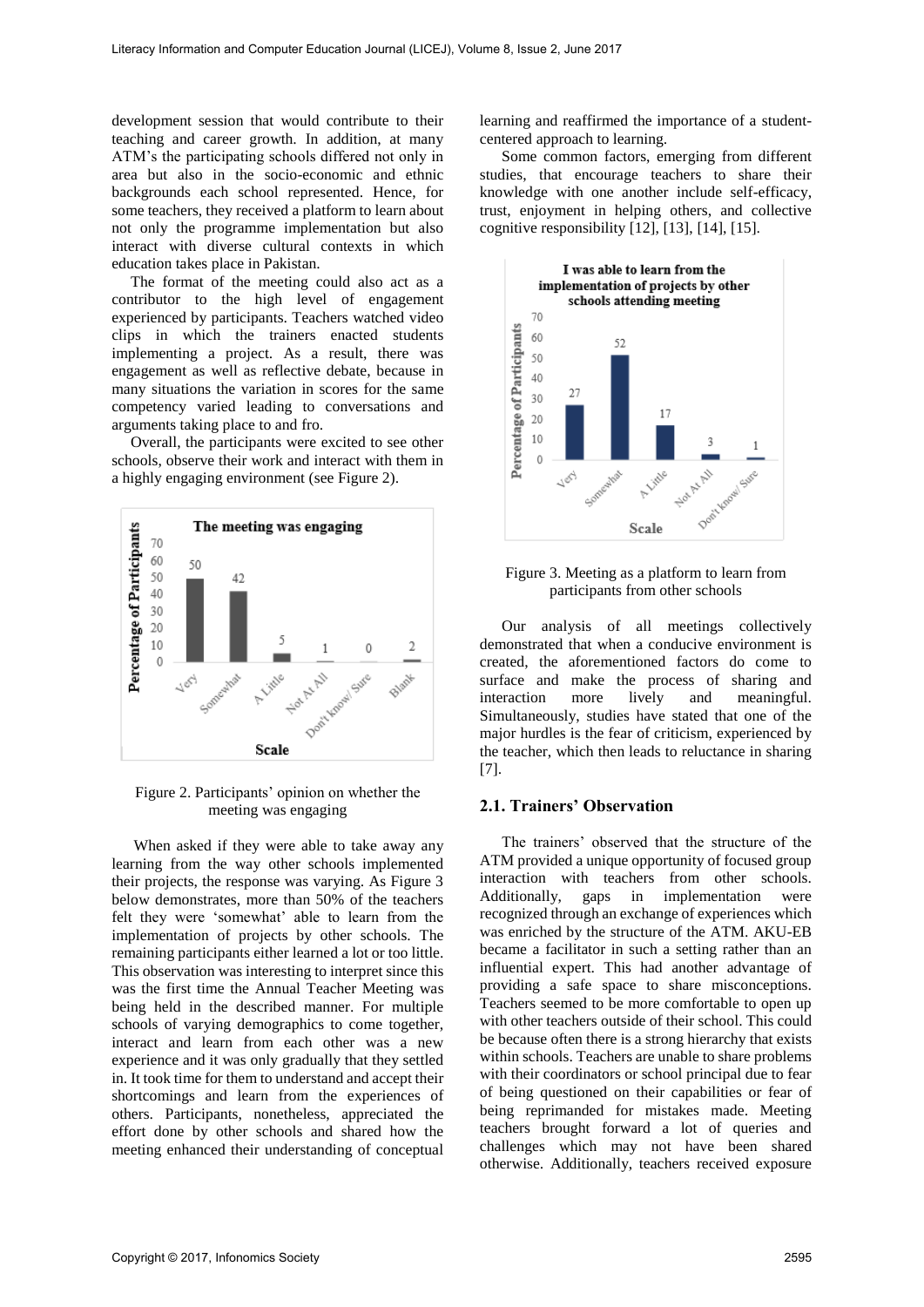development session that would contribute to their teaching and career growth. In addition, at many ATM's the participating schools differed not only in area but also in the socio-economic and ethnic backgrounds each school represented. Hence, for some teachers, they received a platform to learn about not only the programme implementation but also interact with diverse cultural contexts in which education takes place in Pakistan.

The format of the meeting could also act as a contributor to the high level of engagement experienced by participants. Teachers watched video clips in which the trainers enacted students implementing a project. As a result, there was engagement as well as reflective debate, because in many situations the variation in scores for the same competency varied leading to conversations and arguments taking place to and fro.

Overall, the participants were excited to see other schools, observe their work and interact with them in a highly engaging environment (see Figure 2).

**The meeting was engaging**

| Scale | Percentage of Participants |
|---|---|
| Very | 50 |
| Somewhat | 42 |
| A Little | 5 |
| Not At All | 1 |
| Don't know/ Sure | 0 |
| Blank | 2 |

Figure 2. Participants' opinion on whether the meeting was engaging

When asked if they were able to take away any learning from the way other schools implemented their projects, the response was varying. As Figure 3 below demonstrates, more than 50% of the teachers felt they were 'somewhat' able to learn from the implementation of projects by other schools. The remaining participants either learned a lot or too little. This observation was interesting to interpret since this was the first time the Annual Teacher Meeting was being held in the described manner. For multiple schools of varying demographics to come together, interact and learn from each other was a new experience and it was only gradually that they settled in. It took time for them to understand and accept their shortcomings and learn from the experiences of others. Participants, nonetheless, appreciated the effort done by other schools and shared how the meeting enhanced their understanding of conceptual learning and reaffirmed the importance of a student-centered approach to learning.

Some common factors, emerging from different studies, that encourage teachers to share their knowledge with one another include self-efficacy, trust, enjoyment in helping others, and collective cognitive responsibility [12], [13], [14], [15].

**I was able to learn from the implementation of projects by other schools attending meeting**

| Scale | Percentage of Participants |
|---|---|
| Very | 27 |
| Somewhat | 52 |
| A Little | 17 |
| Not At All | 3 |
| Don't know/ Sure | 1 |

Figure 3. Meeting as a platform to learn from participants from other schools

Our analysis of all meetings collectively demonstrated that when a conducive environment is created, the aforementioned factors do come to surface and make the process of sharing and interaction more lively and meaningful. Simultaneously, studies have stated that one of the major hurdles is the fear of criticism, experienced by the teacher, which then leads to reluctance in sharing [7].

### 2.1. Trainers' Observation

The trainers' observed that the structure of the ATM provided a unique opportunity of focused group interaction with teachers from other schools. Additionally, gaps in implementation were recognized through an exchange of experiences which was enriched by the structure of the ATM. AKU-EB became a facilitator in such a setting rather than an influential expert. This had another advantage of providing a safe space to share misconceptions. Teachers seemed to be more comfortable to open up with other teachers outside of their school. This could be because often there is a strong hierarchy that exists within schools. Teachers are unable to share problems with their coordinators or school principal due to fear of being questioned on their capabilities or fear of being reprimanded for mistakes made. Meeting teachers brought forward a lot of queries and challenges which may not have been shared otherwise. Additionally, teachers received exposure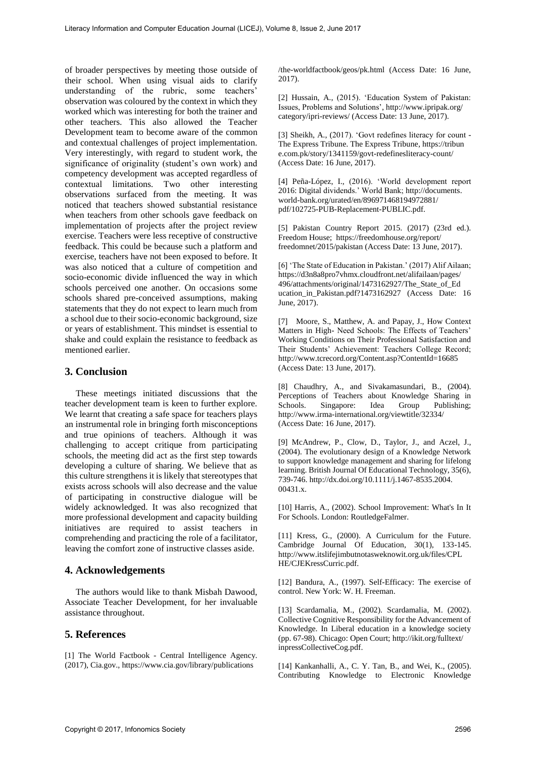of broader perspectives by meeting those outside of their school. When using visual aids to clarify understanding of the rubric, some teachers' observation was coloured by the context in which they worked which was interesting for both the trainer and other teachers. This also allowed the Teacher Development team to become aware of the common and contextual challenges of project implementation. Very interestingly, with regard to student work, the significance of originality (student's own work) and competency development was accepted regardless of contextual limitations. Two other interesting observations surfaced from the meeting. It was noticed that teachers showed substantial resistance when teachers from other schools gave feedback on implementation of projects after the project review exercise. Teachers were less receptive of constructive feedback. This could be because such a platform and exercise, teachers have not been exposed to before. It was also noticed that a culture of competition and socio-economic divide influenced the way in which schools perceived one another. On occasions some schools shared pre-conceived assumptions, making statements that they do not expect to learn much from a school due to their socio-economic background, size or years of establishment. This mindset is essential to shake and could explain the resistance to feedback as mentioned earlier.

## 3. Conclusion

These meetings initiated discussions that the teacher development team is keen to further explore. We learnt that creating a safe space for teachers plays an instrumental role in bringing forth misconceptions and true opinions of teachers. Although it was challenging to accept critique from participating schools, the meeting did act as the first step towards developing a culture of sharing. We believe that as this culture strengthens it is likely that stereotypes that exists across schools will also decrease and the value of participating in constructive dialogue will be widely acknowledged. It was also recognized that more professional development and capacity building initiatives are required to assist teachers in comprehending and practicing the role of a facilitator, leaving the comfort zone of instructive classes aside.

## 4. Acknowledgements

The authors would like to thank Misbah Dawood, Associate Teacher Development, for her invaluable assistance throughout.

## 5. References

[1] The World Factbook - Central Intelligence Agency. (2017), Cia.gov., https://www.cia.gov/library/publications/the-worldfactbook/geos/pk.html (Access Date: 16 June, 2017).

[2] Hussain, A., (2015). 'Education System of Pakistan: Issues, Problems and Solutions', http://www.ipripak.org/category/ipri-reviews/ (Access Date: 13 June, 2017).

[3] Sheikh, A., (2017). 'Govt redefines literacy for count - The Express Tribune. The Express Tribune, https://tribune.com.pk/story/1341159/govt-redefinesliteracy-count/ (Access Date: 16 June, 2017).

[4] Peña-López, I., (2016). 'World development report 2016: Digital dividends.' World Bank; http://documents.world-bank.org/urated/en/896971468194972881/pdf/102725-PUB-Replacement-PUBLIC.pdf.

[5] Pakistan Country Report 2015. (2017) (23rd ed.). Freedom House; https://freedomhouse.org/report/freedomnet/2015/pakistan (Access Date: 13 June, 2017).

[6] 'The State of Education in Pakistan.' (2017) Alif Ailaan; https://d3n8a8pro7vhmx.cloudfront.net/alifailaan/pages/496/attachments/original/1473162927/The_State_of_Education_in_Pakistan.pdf?1473162927 (Access Date: 16 June, 2017).

[7] Moore, S., Matthew, A. and Papay, J., How Context Matters in High- Need Schools: The Effects of Teachers' Working Conditions on Their Professional Satisfaction and Their Students' Achievement: Teachers College Record; http://www.tcrecord.org/Content.asp?ContentId=16685 (Access Date: 13 June, 2017).

[8] Chaudhry, A., and Sivakamasundari, B., (2004). Perceptions of Teachers about Knowledge Sharing in Schools. Singapore: Idea Group Publishing; http://www.irma-international.org/viewtitle/32334/ (Access Date: 16 June, 2017).

[9] McAndrew, P., Clow, D., Taylor, J., and Aczel, J., (2004). The evolutionary design of a Knowledge Network to support knowledge management and sharing for lifelong learning. British Journal Of Educational Technology, 35(6), 739-746. http://dx.doi.org/10.1111/j.1467-8535.2004.00431.x.

[10] Harris, A., (2002). School Improvement: What's In It For Schools. London: RoutledgeFalmer.

[11] Kress, G., (2000). A Curriculum for the Future. Cambridge Journal Of Education, 30(1), 133-145. http://www.itslifejimbutnotasweknowit.org.uk/files/CPLHE/CJEKressCurric.pdf.

[12] Bandura, A., (1997). Self-Efficacy: The exercise of control. New York: W. H. Freeman.

[13] Scardamalia, M., (2002). Scardamalia, M. (2002). Collective Cognitive Responsibility for the Advancement of Knowledge. In Liberal education in a knowledge society (pp. 67-98). Chicago: Open Court; http://ikit.org/fulltext/inpressCollectiveCog.pdf.

[14] Kankanhalli, A., C. Y. Tan, B., and Wei, K., (2005). Contributing Knowledge to Electronic Knowledge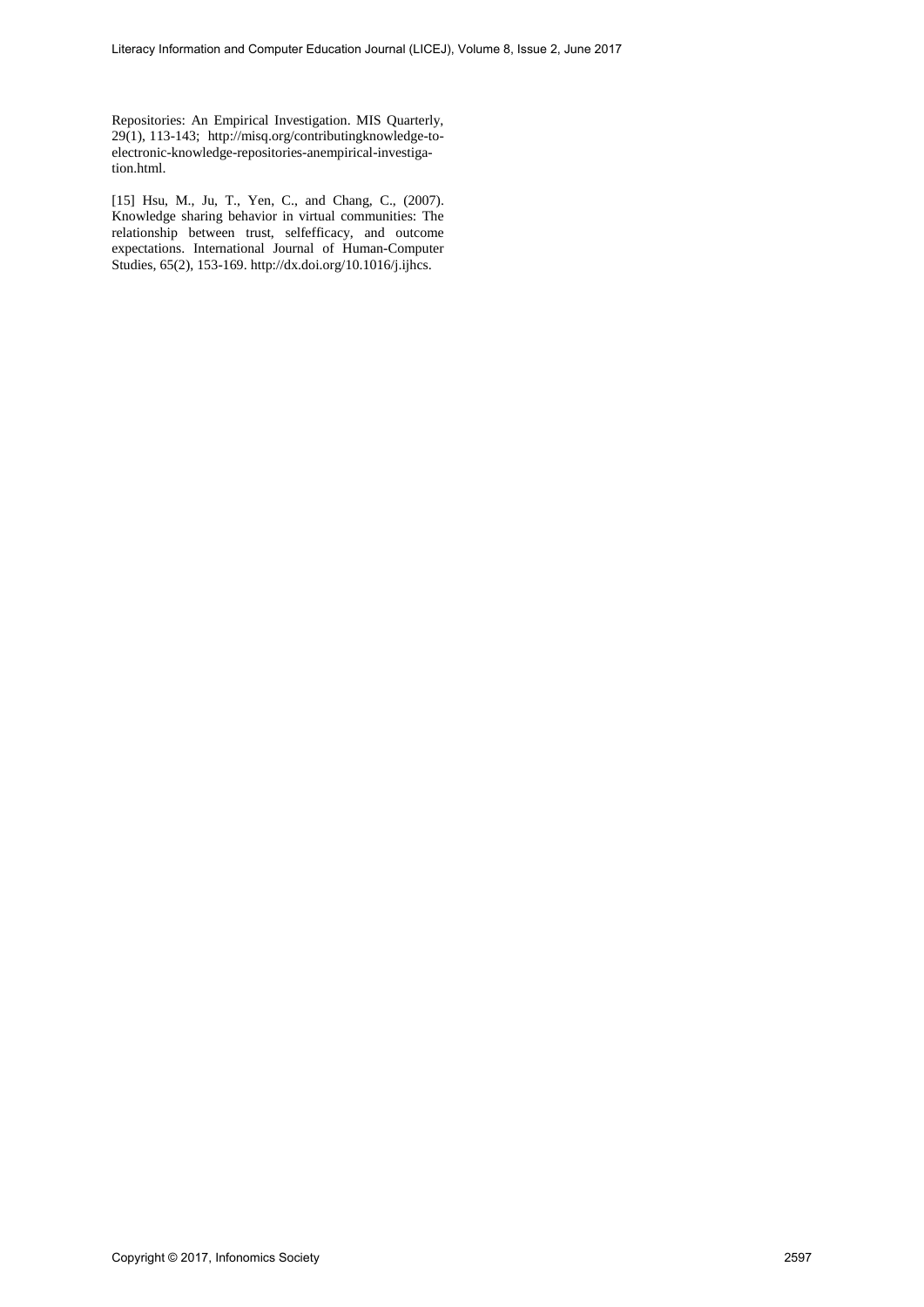Repositories: An Empirical Investigation. MIS Quarterly, 29(1), 113-143; http://misq.org/contributingknowledge-to-electronic-knowledge-repositories-anempirical-investigation.html.

[15] Hsu, M., Ju, T., Yen, C., and Chang, C., (2007). Knowledge sharing behavior in virtual communities: The relationship between trust, selfefficacy, and outcome expectations. International Journal of Human-Computer Studies, 65(2), 153-169. http://dx.doi.org/10.1016/j.ijhcs.